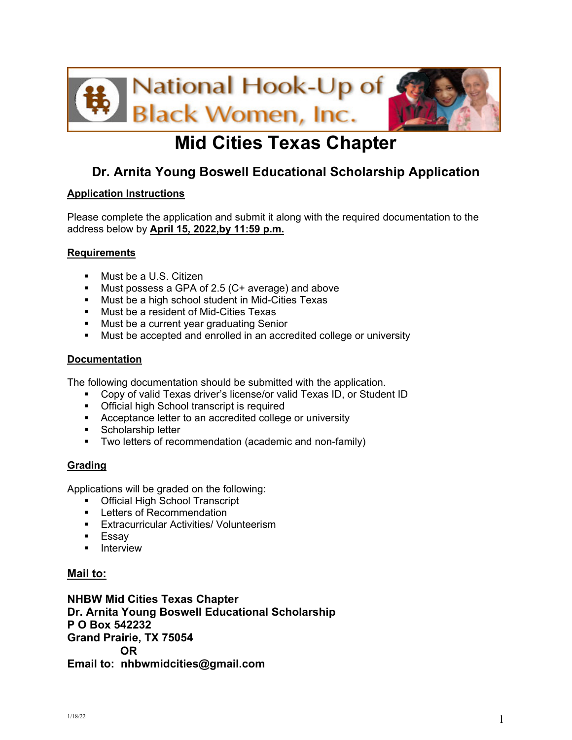# National Hook-Up of Black Women, Inc.

## Mid Cities Texas Chapter

### Dr. Arnita Young Boswell Educational Scholarship Application

**Application Instructions**

Please complete the application and submit it along with the required documentation to the address below by **April 15, 2022,by 11:59 p.m.**

**Requirements**

- Must be a U.S. Citizen
- Must possess a GPA of 2.5 (C+ average) and above
- Must be a high school student in Mid-Cities Texas
- Must be a resident of Mid-Cities Texas
- Must be a current year graduating Senior
- Must be accepted and enrolled in an accredited college or university

**Documentation**

The following documentation should be submitted with the application.

- Copy of valid Texas driver's license/or valid Texas ID, or Student ID
- Official high School transcript is required
- Acceptance letter to an accredited college or university
- Scholarship letter
- Two letters of recommendation (academic and non-family)

**Grading**

Applications will be graded on the following:

- Official High School Transcript
- Letters of Recommendation
- Extracurricular Activities/ Volunteerism
- Essay
- Interview

**Mail to:**

**NHBW Mid Cities Texas Chapter**
**Dr. Arnita Young Boswell Educational Scholarship**
**P O Box 542232**
**Grand Prairie, TX 75054**
**OR**
**Email to: nhbwmidcities@gmail.com**

1/18/22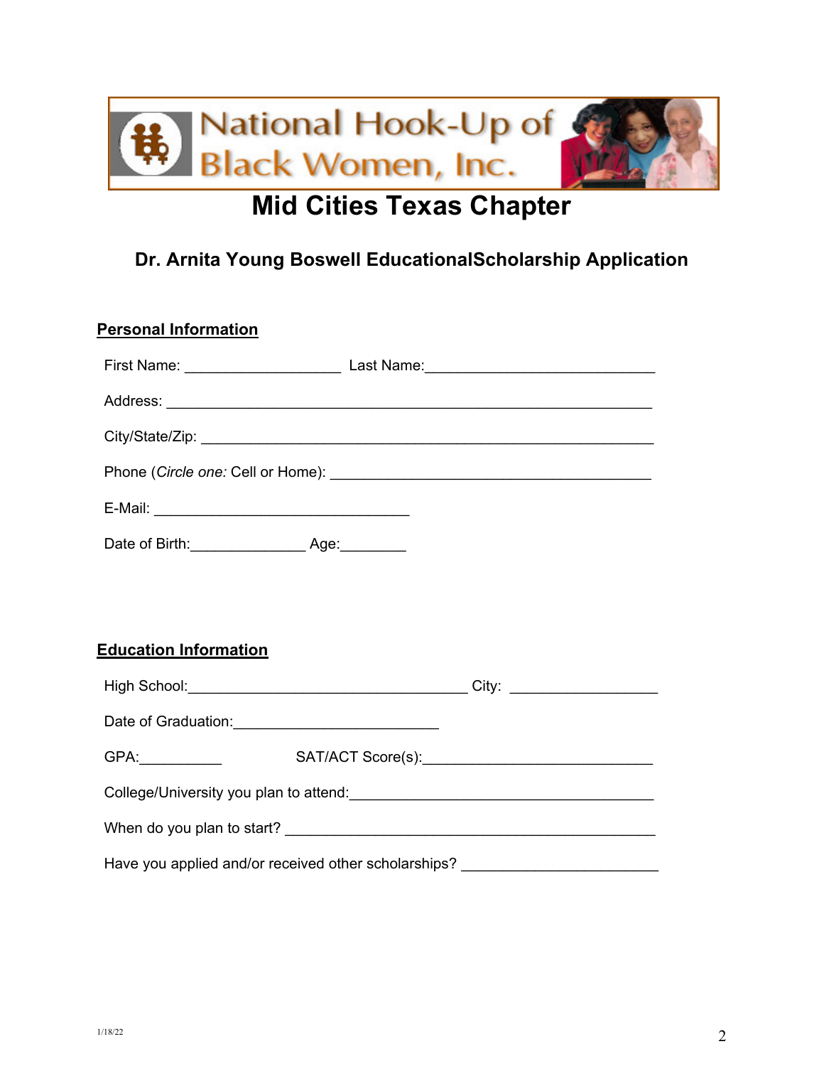# National Hook-Up of Black Women, Inc.

## Mid Cities Texas Chapter

### Dr. Arnita Young Boswell EducationalScholarship Application

**Personal Information**

First Name: __________________ Last Name:___________________________

Address: ___________________________________________________________

City/State/Zip: _______________________________________________________

Phone (*Circle one:* Cell or Home): ______________________________________

E-Mail: ______________________________

Date of Birth:_____________ Age:________

**Education Information**

High School:_________________________________ City: _________________

Date of Graduation:________________________

GPA:__________ SAT/ACT Score(s):___________________________

College/University you plan to attend:____________________________________

When do you plan to start? ____________________________________________

Have you applied and/or received other scholarships? _______________________

1/18/22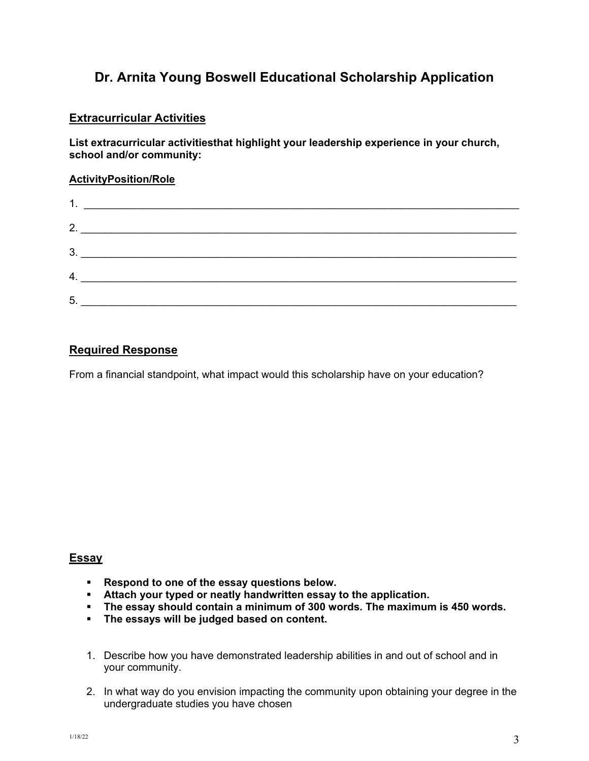# Dr. Arnita Young Boswell Educational Scholarship Application

## Extracurricular Activities

**List extracurricular activitiesthat highlight your leadership experience in your church, school and/or community:**

**ActivityPosition/Role**

1. ______________________________________________________________________________
2. ______________________________________________________________________________
3. ______________________________________________________________________________
4. ______________________________________________________________________________
5. ______________________________________________________________________________

## Required Response

From a financial standpoint, what impact would this scholarship have on your education?

## Essay

- **Respond to one of the essay questions below.**
- **Attach your typed or neatly handwritten essay to the application.**
- **The essay should contain a minimum of 300 words. The maximum is 450 words.**
- **The essays will be judged based on content.**

1. Describe how you have demonstrated leadership abilities in and out of school and in your community.
2. In what way do you envision impacting the community upon obtaining your degree in the undergraduate studies you have chosen

1/18/22